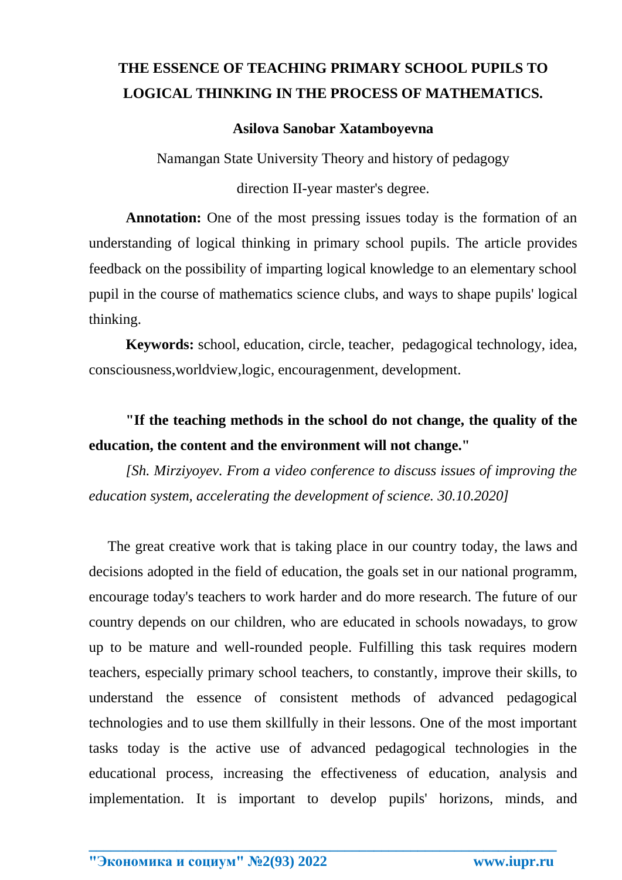# THE ESSENCE OF TEACHING PRIMARY SCHOOL PUPILS TO LOGICAL THINKING IN THE PROCESS OF MATHEMATICS.

**Asilova Sanobar Xatamboyevna**

Namangan State University Theory and history of pedagogy

direction II-year master's degree.

**Annotation:** One of the most pressing issues today is the formation of an understanding of logical thinking in primary school pupils. The article provides feedback on the possibility of imparting logical knowledge to an elementary school pupil in the course of mathematics science clubs, and ways to shape pupils' logical thinking.

**Keywords:** school, education, circle, teacher, pedagogical technology, idea, consciousness,worldview,logic, encouragenment, development.

**"If the teaching methods in the school do not change, the quality of the education, the content and the environment will not change."**

*[Sh. Mirziyoyev. From a video conference to discuss issues of improving the education system, accelerating the development of science. 30.10.2020]*

The great creative work that is taking place in our country today, the laws and decisions adopted in the field of education, the goals set in our national programm, encourage today's teachers to work harder and do more research. The future of our country depends on our children, who are educated in schools nowadays, to grow up to be mature and well-rounded people. Fulfilling this task requires modern teachers, especially primary school teachers, to constantly, improve their skills, to understand the essence of consistent methods of advanced pedagogical technologies and to use them skillfully in their lessons. One of the most important tasks today is the active use of advanced pedagogical technologies in the educational process, increasing the effectiveness of education, analysis and implementation. It is important to develop pupils' horizons, minds, and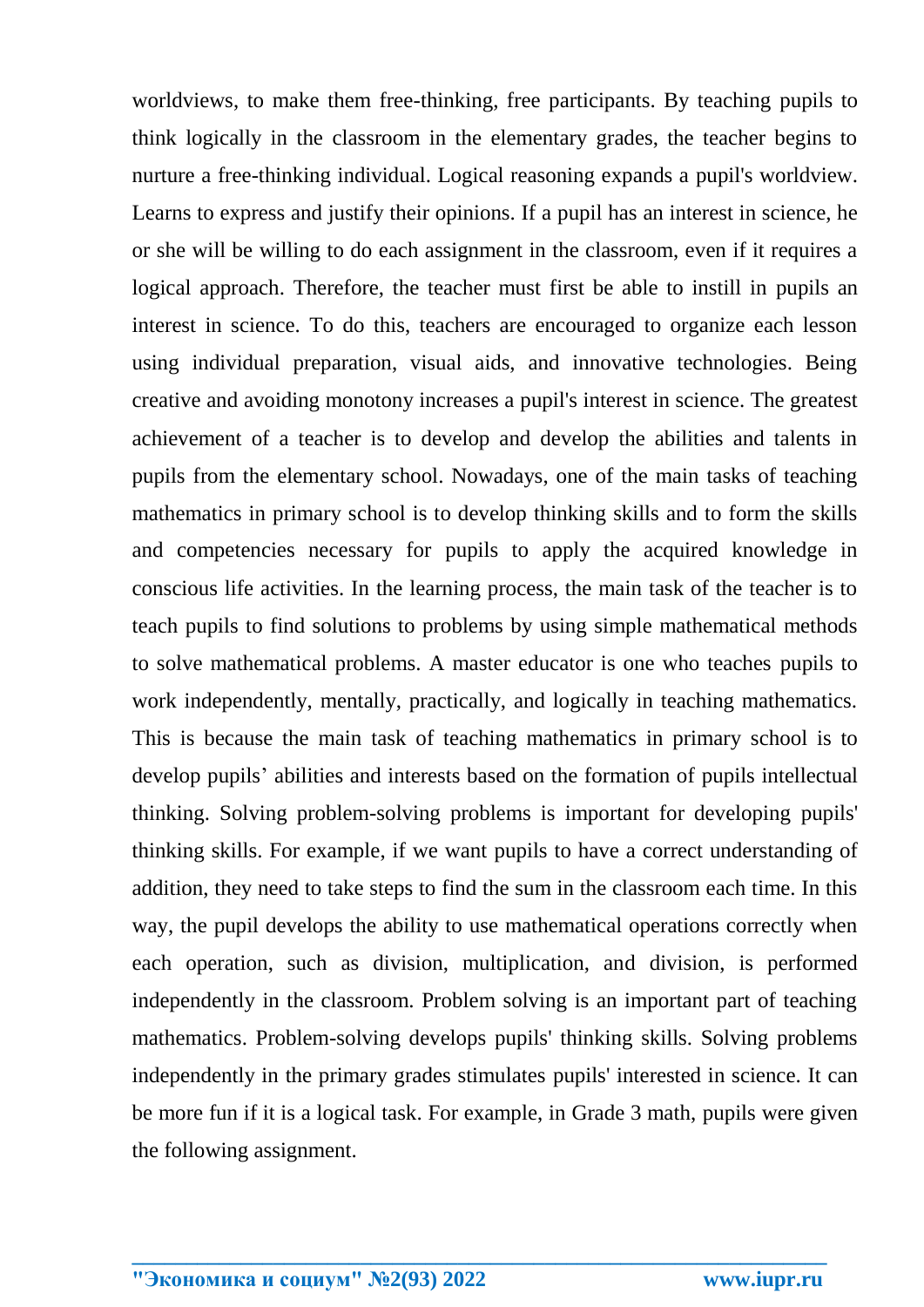worldviews, to make them free-thinking, free participants. By teaching pupils to think logically in the classroom in the elementary grades, the teacher begins to nurture a free-thinking individual. Logical reasoning expands a pupil's worldview. Learns to express and justify their opinions. If a pupil has an interest in science, he or she will be willing to do each assignment in the classroom, even if it requires a logical approach. Therefore, the teacher must first be able to instill in pupils an interest in science. To do this, teachers are encouraged to organize each lesson using individual preparation, visual aids, and innovative technologies. Being creative and avoiding monotony increases a pupil's interest in science. The greatest achievement of a teacher is to develop and develop the abilities and talents in pupils from the elementary school. Nowadays, one of the main tasks of teaching mathematics in primary school is to develop thinking skills and to form the skills and competencies necessary for pupils to apply the acquired knowledge in conscious life activities. In the learning process, the main task of the teacher is to teach pupils to find solutions to problems by using simple mathematical methods to solve mathematical problems. A master educator is one who teaches pupils to work independently, mentally, practically, and logically in teaching mathematics. This is because the main task of teaching mathematics in primary school is to develop pupils' abilities and interests based on the formation of pupils intellectual thinking. Solving problem-solving problems is important for developing pupils' thinking skills. For example, if we want pupils to have a correct understanding of addition, they need to take steps to find the sum in the classroom each time. In this way, the pupil develops the ability to use mathematical operations correctly when each operation, such as division, multiplication, and division, is performed independently in the classroom. Problem solving is an important part of teaching mathematics. Problem-solving develops pupils' thinking skills. Solving problems independently in the primary grades stimulates pupils' interested in science. It can be more fun if it is a logical task. For example, in Grade 3 math, pupils were given the following assignment.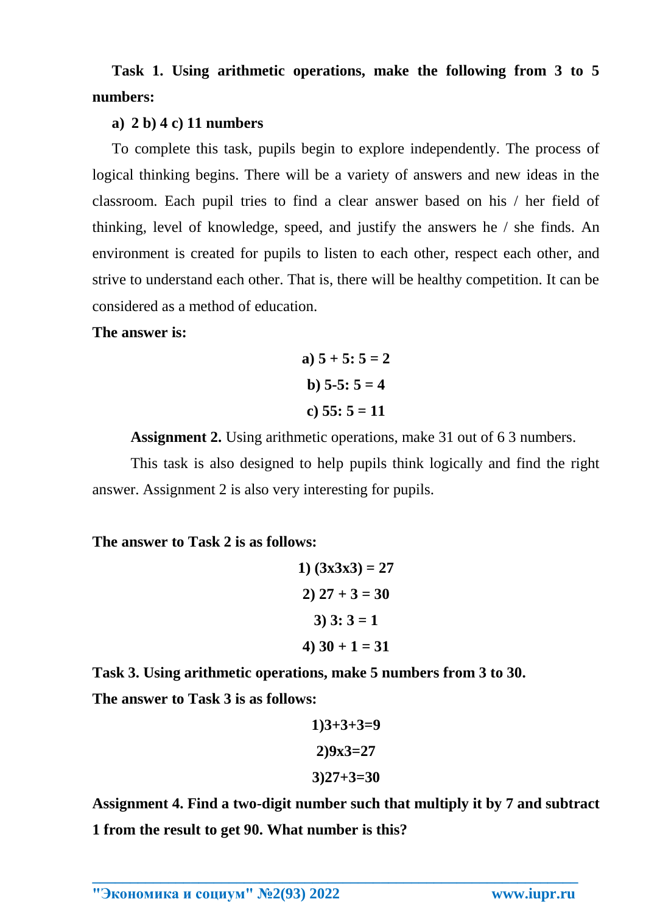**Task 1. Using arithmetic operations, make the following from 3 to 5 numbers:**

**a) 2 b) 4 c) 11 numbers**

To complete this task, pupils begin to explore independently. The process of logical thinking begins. There will be a variety of answers and new ideas in the classroom. Each pupil tries to find a clear answer based on his / her field of thinking, level of knowledge, speed, and justify the answers he / she finds. An environment is created for pupils to listen to each other, respect each other, and strive to understand each other. That is, there will be healthy competition. It can be considered as a method of education.

**The answer is:**

**a) 5 + 5: 5 = 2**

**b) 5-5: 5 = 4**

**c) 55: 5 = 11**

**Assignment 2.** Using arithmetic operations, make 31 out of 6 3 numbers.

This task is also designed to help pupils think logically and find the right answer. Assignment 2 is also very interesting for pupils.

**The answer to Task 2 is as follows:**

**1) (3x3x3) = 27**

**2) 27 + 3 = 30**

**3) 3: 3 = 1**

**4) 30 + 1 = 31**

**Task 3. Using arithmetic operations, make 5 numbers from 3 to 30.**

**The answer to Task 3 is as follows:**

**1)3+3+3=9**

**2)9x3=27**

**3)27+3=30**

**Assignment 4. Find a two-digit number such that multiply it by 7 and subtract 1 from the result to get 90. What number is this?**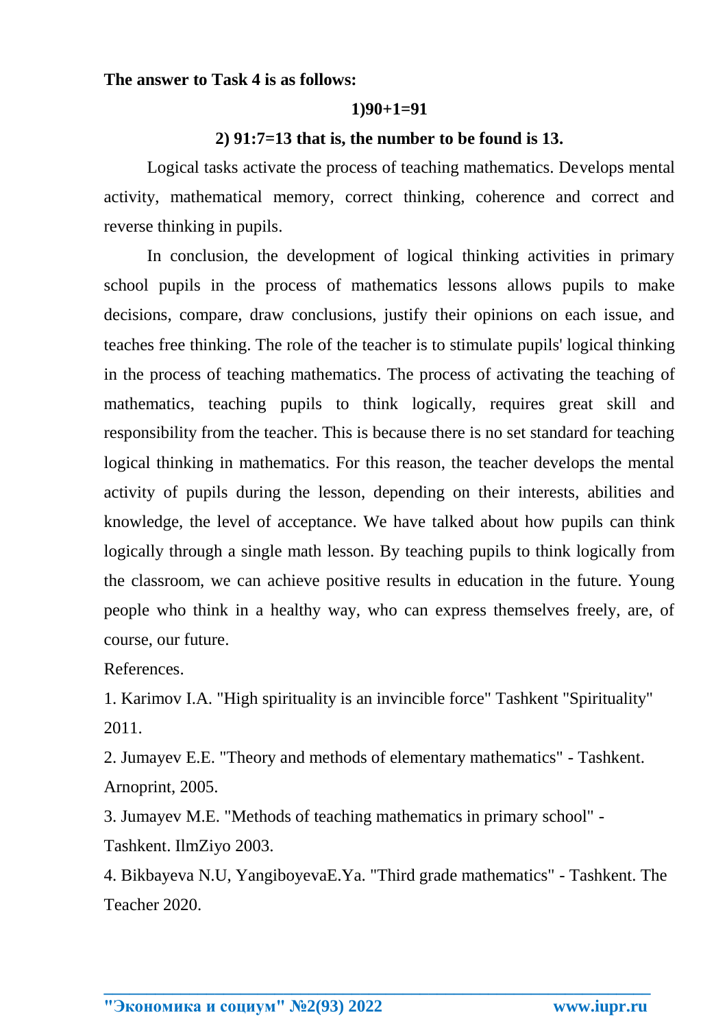**The answer to Task 4 is as follows:**

**1)90+1=91**

**2) 91:7=13 that is, the number to be found is 13.**

Logical tasks activate the process of teaching mathematics. Develops mental activity, mathematical memory, correct thinking, coherence and correct and reverse thinking in pupils.

In conclusion, the development of logical thinking activities in primary school pupils in the process of mathematics lessons allows pupils to make decisions, compare, draw conclusions, justify their opinions on each issue, and teaches free thinking. The role of the teacher is to stimulate pupils' logical thinking in the process of teaching mathematics. The process of activating the teaching of mathematics, teaching pupils to think logically, requires great skill and responsibility from the teacher. This is because there is no set standard for teaching logical thinking in mathematics. For this reason, the teacher develops the mental activity of pupils during the lesson, depending on their interests, abilities and knowledge, the level of acceptance. We have talked about how pupils can think logically through a single math lesson. By teaching pupils to think logically from the classroom, we can achieve positive results in education in the future. Young people who think in a healthy way, who can express themselves freely, are, of course, our future.

References.

1. Karimov I.A. "High spirituality is an invincible force" Tashkent "Spirituality" 2011.
2. Jumayev E.E. "Theory and methods of elementary mathematics" - Tashkent. Arnoprint, 2005.
3. Jumayev M.E. "Methods of teaching mathematics in primary school" - Tashkent. IlmZiyo 2003.
4. Bikbayeva N.U, YangiboyevaE.Ya. "Third grade mathematics" - Tashkent. The Teacher 2020.